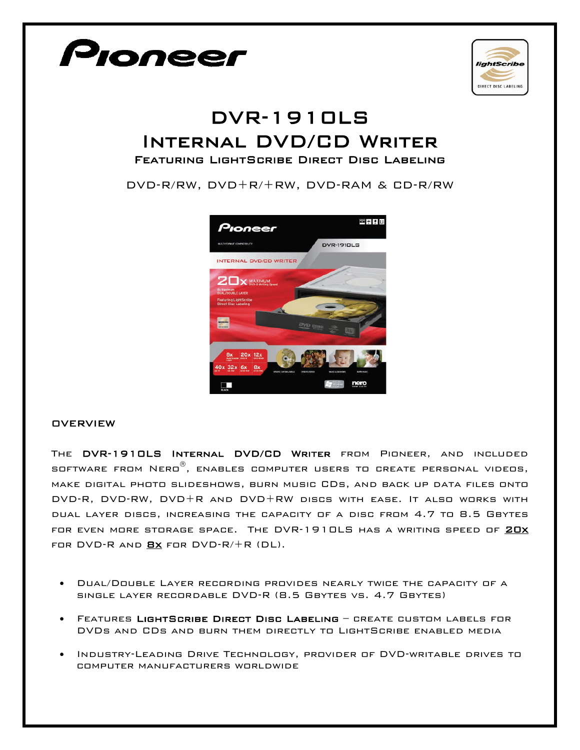Pioneer

lightScribe DIRECT DISC LABELING

# DVR-1910LS
# Internal DVD/CD Writer
## Featuring LightScribe Direct Disc Labeling

DVD-R/RW, DVD+R/+RW, DVD-RAM & CD-R/RW

### OVERVIEW

The **DVR-1910LS Internal DVD/CD Writer** from Pioneer, and included software from Nero®, enables computer users to create personal videos, make digital photo slideshows, burn music CDs, and back up data files onto DVD-R, DVD-RW, DVD+R and DVD+RW discs with ease. It also works with dual layer discs, increasing the capacity of a disc from 4.7 to 8.5 Gbytes for even more storage space. The DVR-1910LS has a writing speed of **20x** for DVD-R and **8x** for DVD-R/+R (DL).

- Dual/Double Layer recording provides nearly twice the capacity of a single layer recordable DVD-R (8.5 Gbytes vs. 4.7 Gbytes)
- Features **LightScribe Direct Disc Labeling** – create custom labels for DVDs and CDs and burn them directly to LightScribe enabled media
- Industry-Leading Drive Technology, provider of DVD-writable drives to computer manufacturers worldwide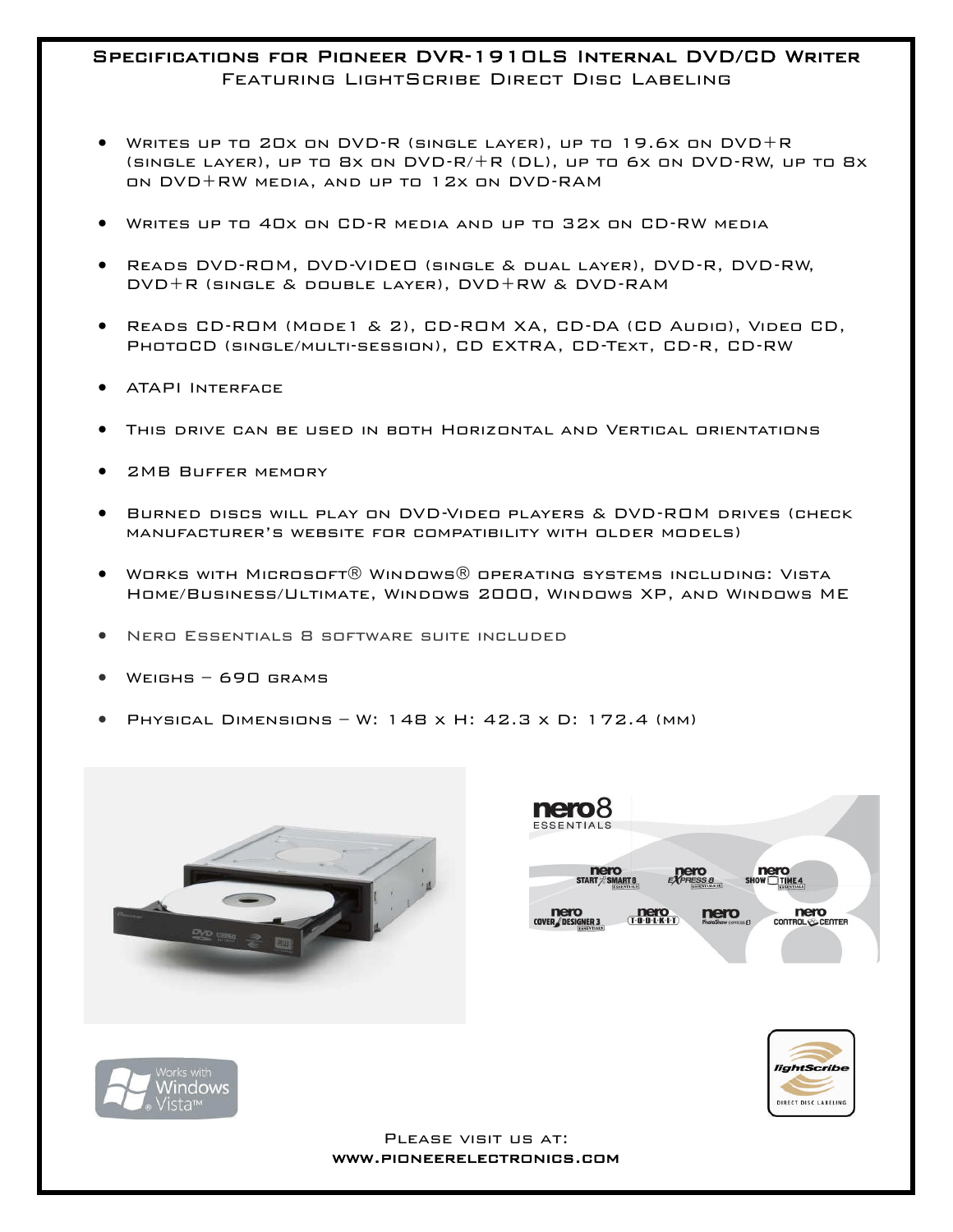## Specifications for Pioneer DVR-1910LS Internal DVD/CD Writer

### Featuring LightScribe Direct Disc Labeling

- Writes up to 20x on DVD-R (single layer), up to 19.6x on DVD+R (single layer), up to 8x on DVD-R/+R (DL), up to 6x on DVD-RW, up to 8x on DVD+RW media, and up to 12x on DVD-RAM
- Writes up to 40x on CD-R media and up to 32x on CD-RW media
- Reads DVD-ROM, DVD-VIDEO (single & dual layer), DVD-R, DVD-RW, DVD+R (single & double layer), DVD+RW & DVD-RAM
- Reads CD-ROM (Mode1 & 2), CD-ROM XA, CD-DA (CD Audio), Video CD, PhotoCD (single/multi-session), CD EXTRA, CD-Text, CD-R, CD-RW
- ATAPI Interface
- This drive can be used in both Horizontal and Vertical orientations
- 2MB Buffer memory
- Burned discs will play on DVD-Video players & DVD-ROM drives (check manufacturer's website for compatibility with older models)
- Works with Microsoft® Windows® operating systems including: Vista Home/Business/Ultimate, Windows 2000, Windows XP, and Windows ME
- Nero Essentials 8 software suite included
- Weighs – 690 grams
- Physical Dimensions – W: 148 x H: 42.3 x D: 172.4 (mm)

Please visit us at:
**www.pioneerelectronics.com**